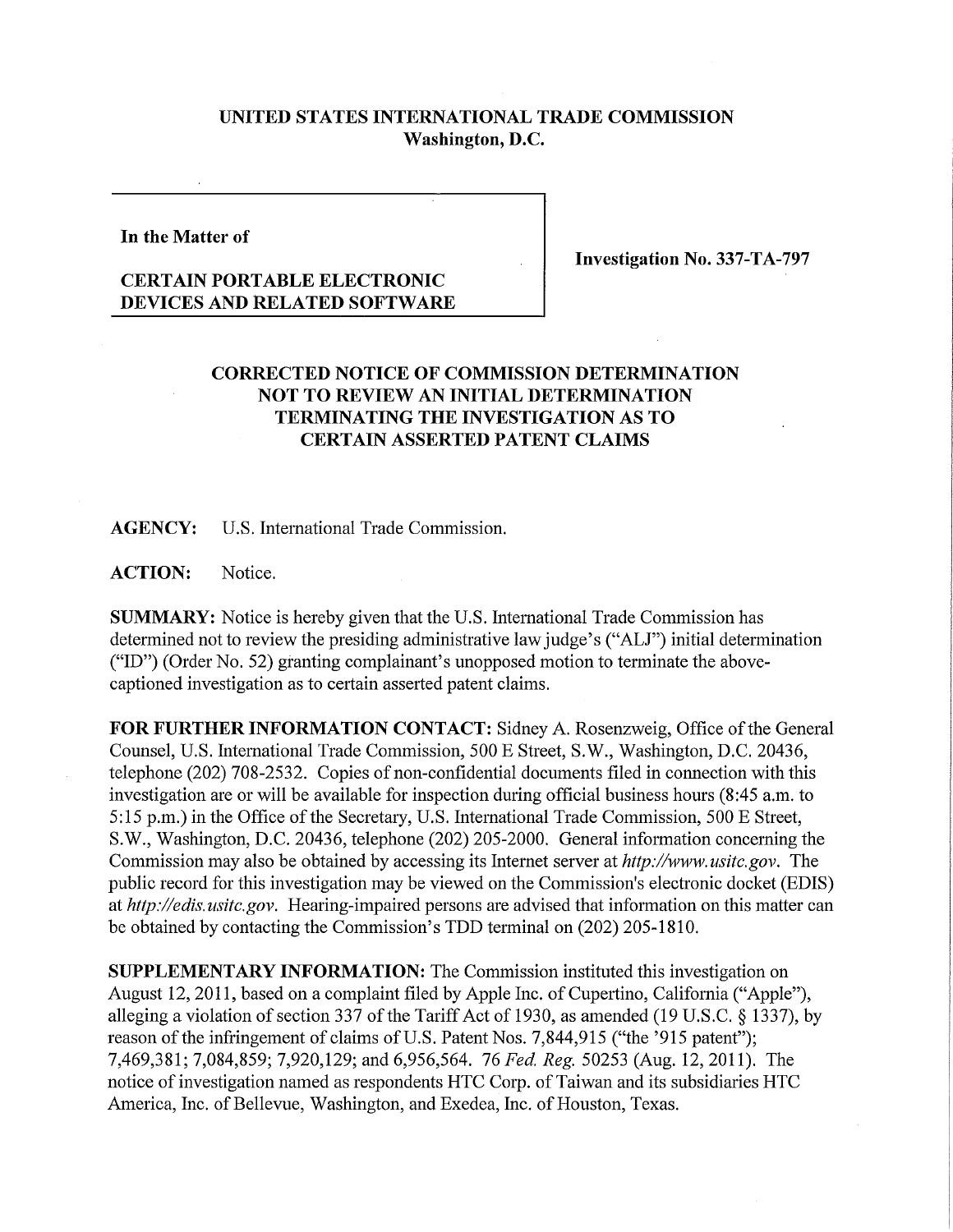**UNITED STATES INTERNATIONAL TRADE COMMISSION**
**Washington, D.C.**

**In the Matter of**

**CERTAIN PORTABLE ELECTRONIC DEVICES AND RELATED SOFTWARE**

**Investigation No. 337-TA-797**

# CORRECTED NOTICE OF COMMISSION DETERMINATION NOT TO REVIEW AN INITIAL DETERMINATION TERMINATING THE INVESTIGATION AS TO CERTAIN ASSERTED PATENT CLAIMS

**AGENCY:** U.S. International Trade Commission.

**ACTION:** Notice.

**SUMMARY:** Notice is hereby given that the U.S. International Trade Commission has determined not to review the presiding administrative law judge's ("ALJ") initial determination ("ID") (Order No. 52) granting complainant's unopposed motion to terminate the above-captioned investigation as to certain asserted patent claims.

**FOR FURTHER INFORMATION CONTACT:** Sidney A. Rosenzweig, Office of the General Counsel, U.S. International Trade Commission, 500 E Street, S.W., Washington, D.C. 20436, telephone (202) 708-2532. Copies of non-confidential documents filed in connection with this investigation are or will be available for inspection during official business hours (8:45 a.m. to 5:15 p.m.) in the Office of the Secretary, U.S. International Trade Commission, 500 E Street, S.W., Washington, D.C. 20436, telephone (202) 205-2000. General information concerning the Commission may also be obtained by accessing its Internet server at *http://www.usitc.gov*. The public record for this investigation may be viewed on the Commission's electronic docket (EDIS) at *http://edis.usitc.gov*. Hearing-impaired persons are advised that information on this matter can be obtained by contacting the Commission's TDD terminal on (202) 205-1810.

**SUPPLEMENTARY INFORMATION:** The Commission instituted this investigation on August 12, 2011, based on a complaint filed by Apple Inc. of Cupertino, California ("Apple"), alleging a violation of section 337 of the Tariff Act of 1930, as amended (19 U.S.C. § 1337), by reason of the infringement of claims of U.S. Patent Nos. 7,844,915 ("the '915 patent"); 7,469,381; 7,084,859; 7,920,129; and 6,956,564. 76 *Fed. Reg.* 50253 (Aug. 12, 2011). The notice of investigation named as respondents HTC Corp. of Taiwan and its subsidiaries HTC America, Inc. of Bellevue, Washington, and Exedea, Inc. of Houston, Texas.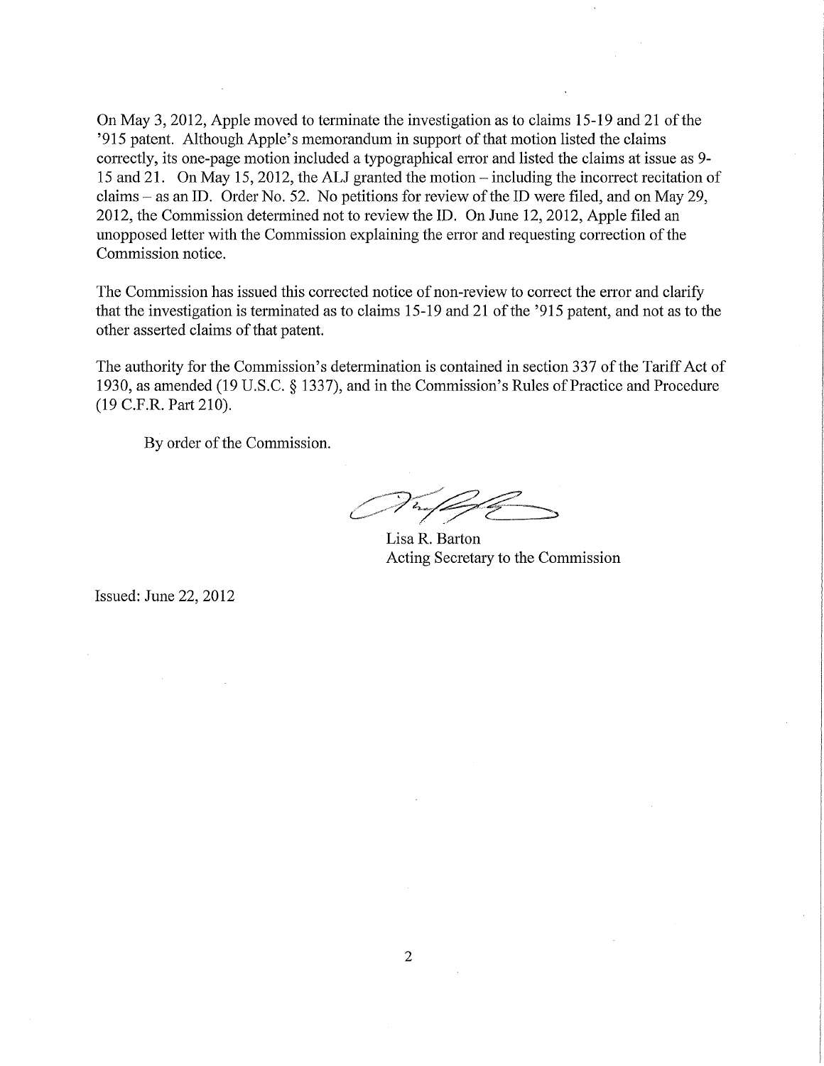On May 3, 2012, Apple moved to terminate the investigation as to claims 15-19 and 21 of the '915 patent. Although Apple's memorandum in support of that motion listed the claims correctly, its one-page motion included a typographical error and listed the claims at issue as 9-15 and 21. On May 15, 2012, the ALJ granted the motion – including the incorrect recitation of claims – as an ID. Order No. 52. No petitions for review of the ID were filed, and on May 29, 2012, the Commission determined not to review the ID. On June 12, 2012, Apple filed an unopposed letter with the Commission explaining the error and requesting correction of the Commission notice.

The Commission has issued this corrected notice of non-review to correct the error and clarify that the investigation is terminated as to claims 15-19 and 21 of the '915 patent, and not as to the other asserted claims of that patent.

The authority for the Commission's determination is contained in section 337 of the Tariff Act of 1930, as amended (19 U.S.C. § 1337), and in the Commission's Rules of Practice and Procedure (19 C.F.R. Part 210).

By order of the Commission.

Lisa R. Barton
Acting Secretary to the Commission

Issued: June 22, 2012